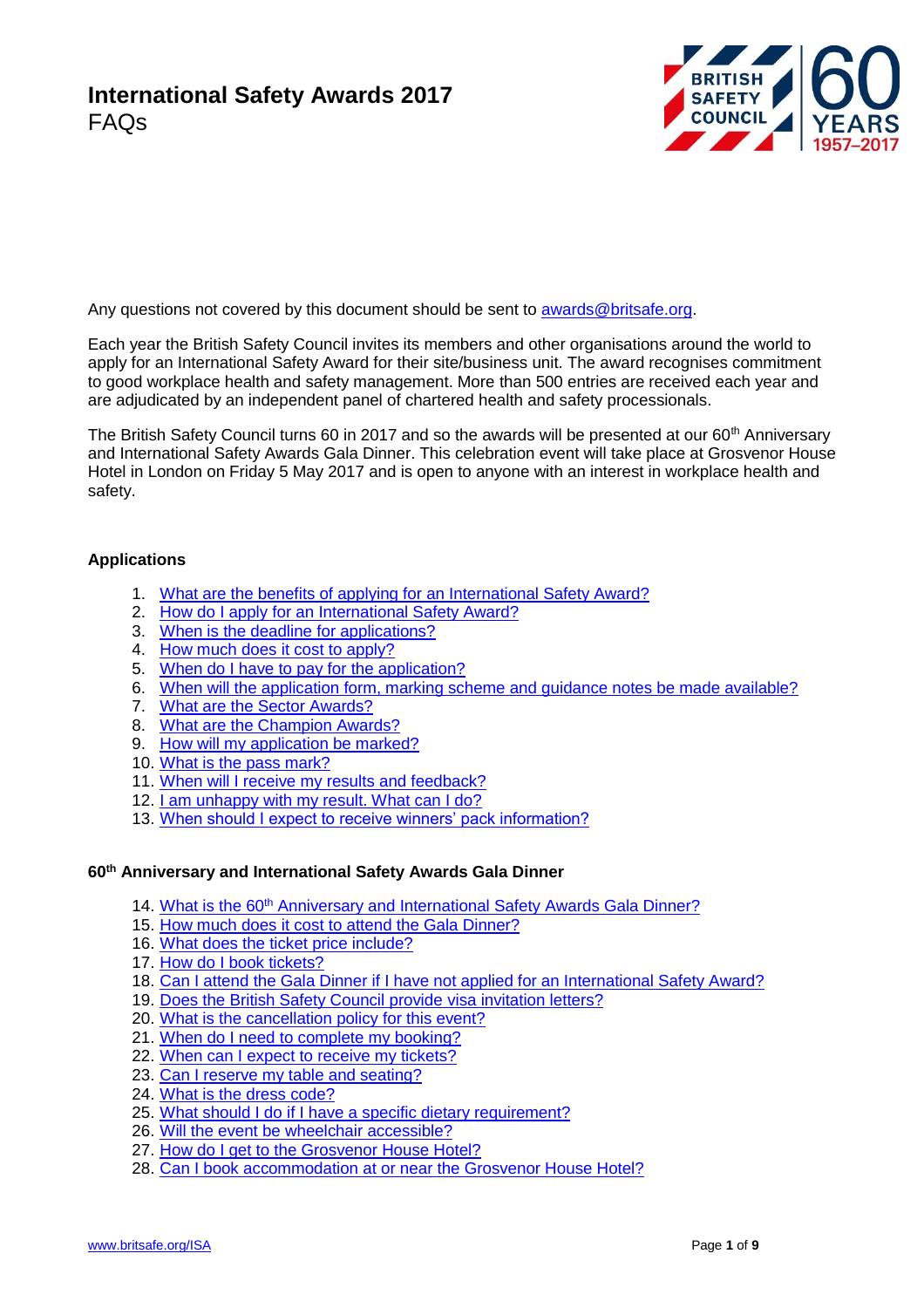# International Safety Awards 2017

FAQs

Any questions not covered by this document should be sent to awards@britsafe.org.

Each year the British Safety Council invites its members and other organisations around the world to apply for an International Safety Award for their site/business unit. The award recognises commitment to good workplace health and safety management. More than 500 entries are received each year and are adjudicated by an independent panel of chartered health and safety processionals.

The British Safety Council turns 60 in 2017 and so the awards will be presented at our 60th Anniversary and International Safety Awards Gala Dinner. This celebration event will take place at Grosvenor House Hotel in London on Friday 5 May 2017 and is open to anyone with an interest in workplace health and safety.

## Applications

1. What are the benefits of applying for an International Safety Award?
2. How do I apply for an International Safety Award?
3. When is the deadline for applications?
4. How much does it cost to apply?
5. When do I have to pay for the application?
6. When will the application form, marking scheme and guidance notes be made available?
7. What are the Sector Awards?
8. What are the Champion Awards?
9. How will my application be marked?
10. What is the pass mark?
11. When will I receive my results and feedback?
12. I am unhappy with my result. What can I do?
13. When should I expect to receive winners' pack information?

## 60th Anniversary and International Safety Awards Gala Dinner

14. What is the 60th Anniversary and International Safety Awards Gala Dinner?
15. How much does it cost to attend the Gala Dinner?
16. What does the ticket price include?
17. How do I book tickets?
18. Can I attend the Gala Dinner if I have not applied for an International Safety Award?
19. Does the British Safety Council provide visa invitation letters?
20. What is the cancellation policy for this event?
21. When do I need to complete my booking?
22. When can I expect to receive my tickets?
23. Can I reserve my table and seating?
24. What is the dress code?
25. What should I do if I have a specific dietary requirement?
26. Will the event be wheelchair accessible?
27. How do I get to the Grosvenor House Hotel?
28. Can I book accommodation at or near the Grosvenor House Hotel?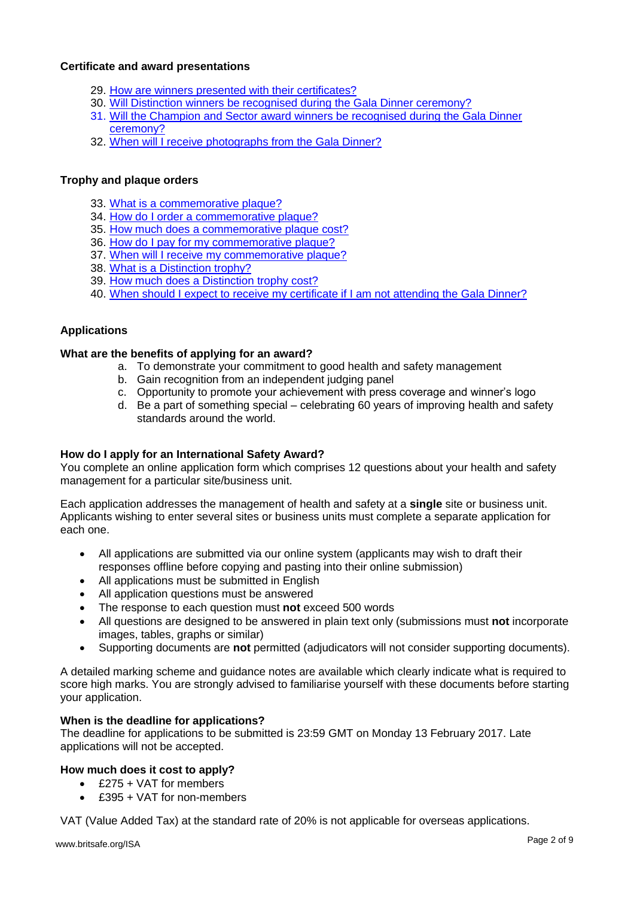**Certificate and award presentations**

29. How are winners presented with their certificates?
30. Will Distinction winners be recognised during the Gala Dinner ceremony?
31. Will the Champion and Sector award winners be recognised during the Gala Dinner ceremony?
32. When will I receive photographs from the Gala Dinner?

**Trophy and plaque orders**

33. What is a commemorative plaque?
34. How do I order a commemorative plaque?
35. How much does a commemorative plaque cost?
36. How do I pay for my commemorative plaque?
37. When will I receive my commemorative plaque?
38. What is a Distinction trophy?
39. How much does a Distinction trophy cost?
40. When should I expect to receive my certificate if I am not attending the Gala Dinner?

## Applications

**What are the benefits of applying for an award?**

a. To demonstrate your commitment to good health and safety management
b. Gain recognition from an independent judging panel
c. Opportunity to promote your achievement with press coverage and winner's logo
d. Be a part of something special – celebrating 60 years of improving health and safety standards around the world.

**How do I apply for an International Safety Award?**

You complete an online application form which comprises 12 questions about your health and safety management for a particular site/business unit.

Each application addresses the management of health and safety at a **single** site or business unit. Applicants wishing to enter several sites or business units must complete a separate application for each one.

- All applications are submitted via our online system (applicants may wish to draft their responses offline before copying and pasting into their online submission)
- All applications must be submitted in English
- All application questions must be answered
- The response to each question must **not** exceed 500 words
- All questions are designed to be answered in plain text only (submissions must **not** incorporate images, tables, graphs or similar)
- Supporting documents are **not** permitted (adjudicators will not consider supporting documents).

A detailed marking scheme and guidance notes are available which clearly indicate what is required to score high marks. You are strongly advised to familiarise yourself with these documents before starting your application.

**When is the deadline for applications?**

The deadline for applications to be submitted is 23:59 GMT on Monday 13 February 2017. Late applications will not be accepted.

**How much does it cost to apply?**

- £275 + VAT for members
- £395 + VAT for non-members

VAT (Value Added Tax) at the standard rate of 20% is not applicable for overseas applications.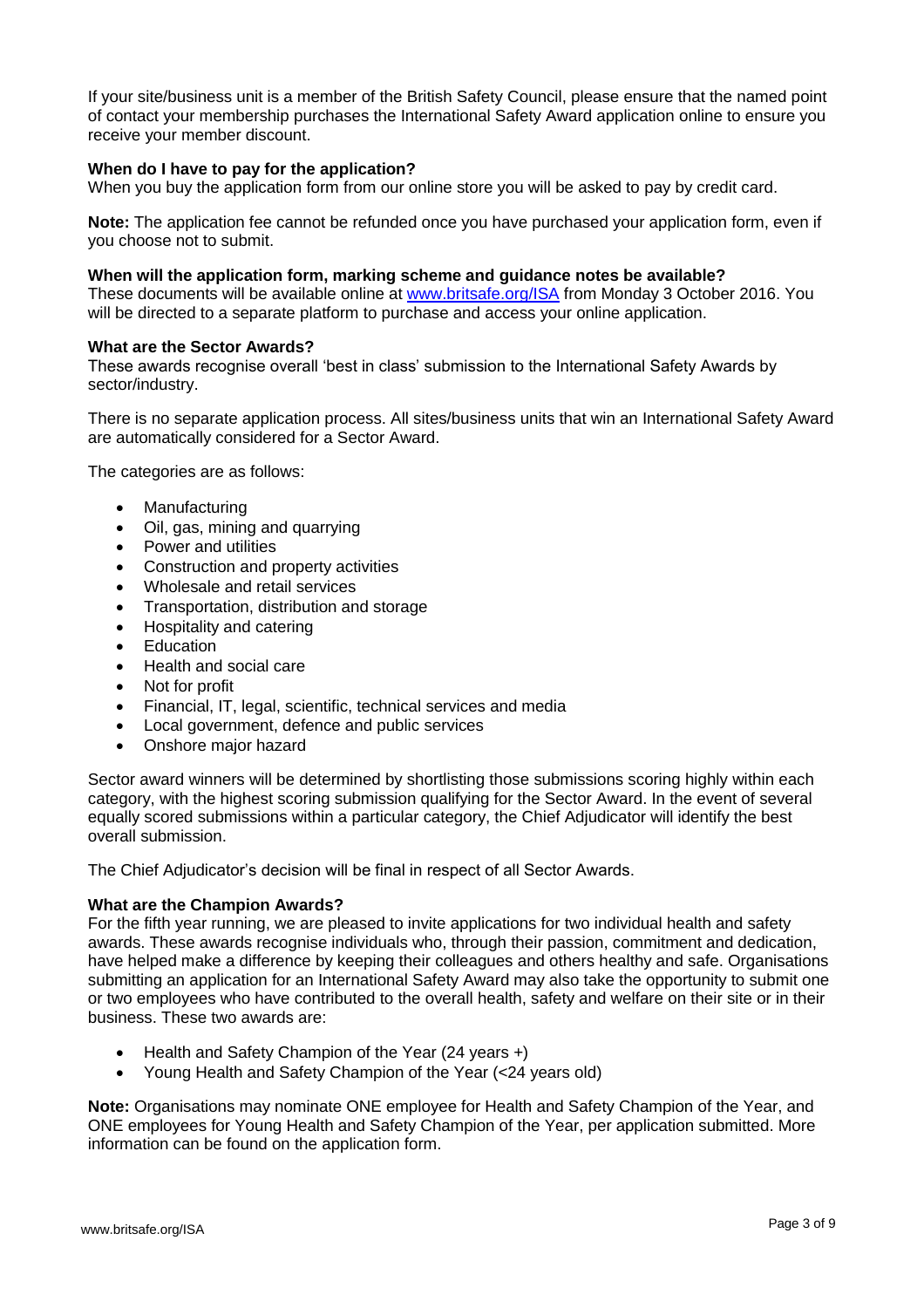If your site/business unit is a member of the British Safety Council, please ensure that the named point of contact your membership purchases the International Safety Award application online to ensure you receive your member discount.

**When do I have to pay for the application?**
When you buy the application form from our online store you will be asked to pay by credit card.

**Note:** The application fee cannot be refunded once you have purchased your application form, even if you choose not to submit.

**When will the application form, marking scheme and guidance notes be available?**
These documents will be available online at www.britsafe.org/ISA from Monday 3 October 2016. You will be directed to a separate platform to purchase and access your online application.

**What are the Sector Awards?**
These awards recognise overall 'best in class' submission to the International Safety Awards by sector/industry.

There is no separate application process. All sites/business units that win an International Safety Award are automatically considered for a Sector Award.

The categories are as follows:

- Manufacturing
- Oil, gas, mining and quarrying
- Power and utilities
- Construction and property activities
- Wholesale and retail services
- Transportation, distribution and storage
- Hospitality and catering
- Education
- Health and social care
- Not for profit
- Financial, IT, legal, scientific, technical services and media
- Local government, defence and public services
- Onshore major hazard

Sector award winners will be determined by shortlisting those submissions scoring highly within each category, with the highest scoring submission qualifying for the Sector Award. In the event of several equally scored submissions within a particular category, the Chief Adjudicator will identify the best overall submission.

The Chief Adjudicator's decision will be final in respect of all Sector Awards.

**What are the Champion Awards?**
For the fifth year running, we are pleased to invite applications for two individual health and safety awards. These awards recognise individuals who, through their passion, commitment and dedication, have helped make a difference by keeping their colleagues and others healthy and safe. Organisations submitting an application for an International Safety Award may also take the opportunity to submit one or two employees who have contributed to the overall health, safety and welfare on their site or in their business. These two awards are:

- Health and Safety Champion of the Year (24 years +)
- Young Health and Safety Champion of the Year (<24 years old)

**Note:** Organisations may nominate ONE employee for Health and Safety Champion of the Year, and ONE employees for Young Health and Safety Champion of the Year, per application submitted. More information can be found on the application form.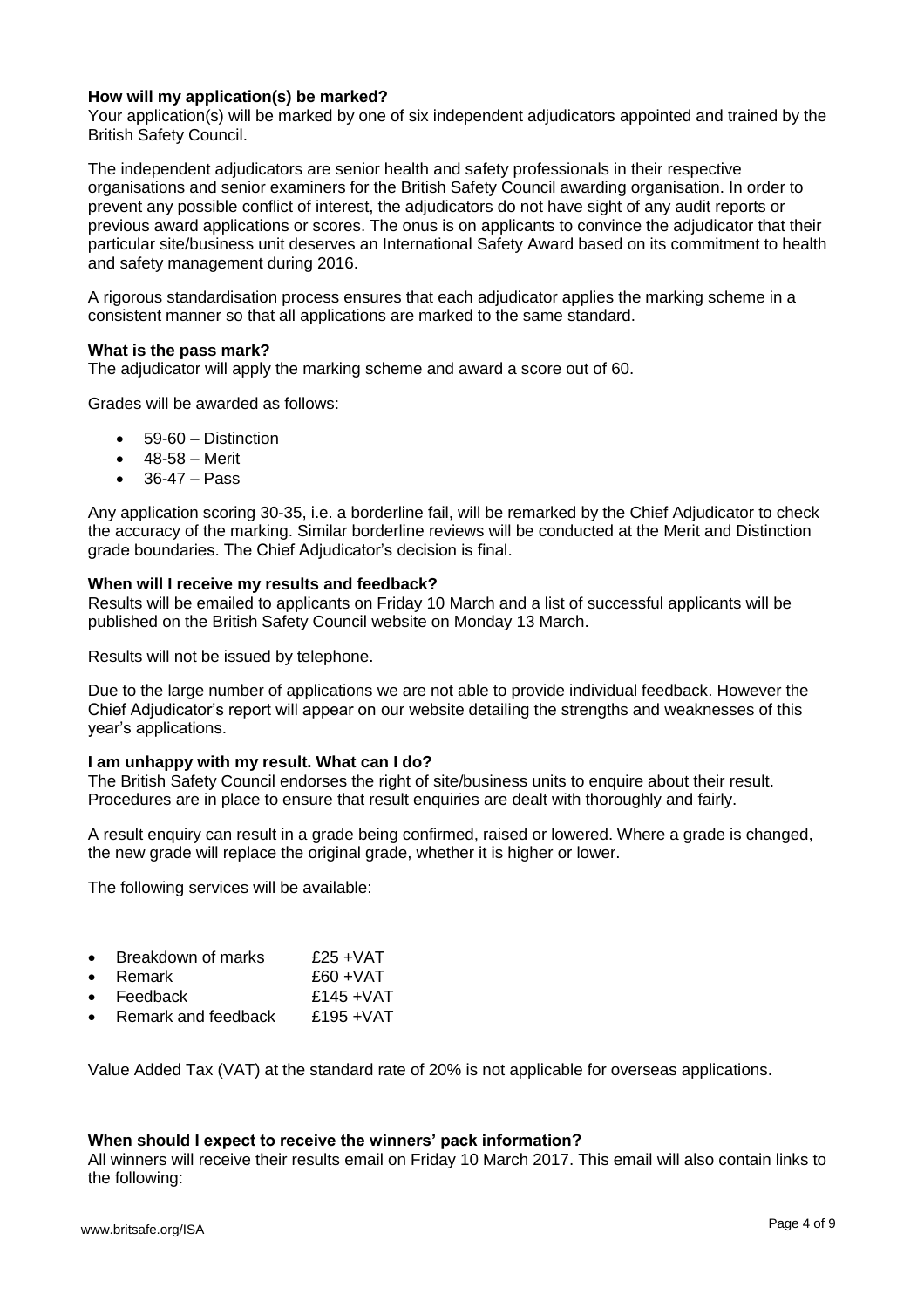**How will my application(s) be marked?**

Your application(s) will be marked by one of six independent adjudicators appointed and trained by the British Safety Council.

The independent adjudicators are senior health and safety professionals in their respective organisations and senior examiners for the British Safety Council awarding organisation. In order to prevent any possible conflict of interest, the adjudicators do not have sight of any audit reports or previous award applications or scores. The onus is on applicants to convince the adjudicator that their particular site/business unit deserves an International Safety Award based on its commitment to health and safety management during 2016.

A rigorous standardisation process ensures that each adjudicator applies the marking scheme in a consistent manner so that all applications are marked to the same standard.

**What is the pass mark?**

The adjudicator will apply the marking scheme and award a score out of 60.

Grades will be awarded as follows:

- 59-60 – Distinction
- 48-58 – Merit
- 36-47 – Pass

Any application scoring 30-35, i.e. a borderline fail, will be remarked by the Chief Adjudicator to check the accuracy of the marking. Similar borderline reviews will be conducted at the Merit and Distinction grade boundaries. The Chief Adjudicator's decision is final.

**When will I receive my results and feedback?**

Results will be emailed to applicants on Friday 10 March and a list of successful applicants will be published on the British Safety Council website on Monday 13 March.

Results will not be issued by telephone.

Due to the large number of applications we are not able to provide individual feedback. However the Chief Adjudicator's report will appear on our website detailing the strengths and weaknesses of this year's applications.

**I am unhappy with my result. What can I do?**

The British Safety Council endorses the right of site/business units to enquire about their result. Procedures are in place to ensure that result enquiries are dealt with thoroughly and fairly.

A result enquiry can result in a grade being confirmed, raised or lowered. Where a grade is changed, the new grade will replace the original grade, whether it is higher or lower.

The following services will be available:

- Breakdown of marks £25 +VAT
- Remark £60 +VAT
- Feedback £145 +VAT
- Remark and feedback £195 +VAT

Value Added Tax (VAT) at the standard rate of 20% is not applicable for overseas applications.

**When should I expect to receive the winners' pack information?**

All winners will receive their results email on Friday 10 March 2017. This email will also contain links to the following: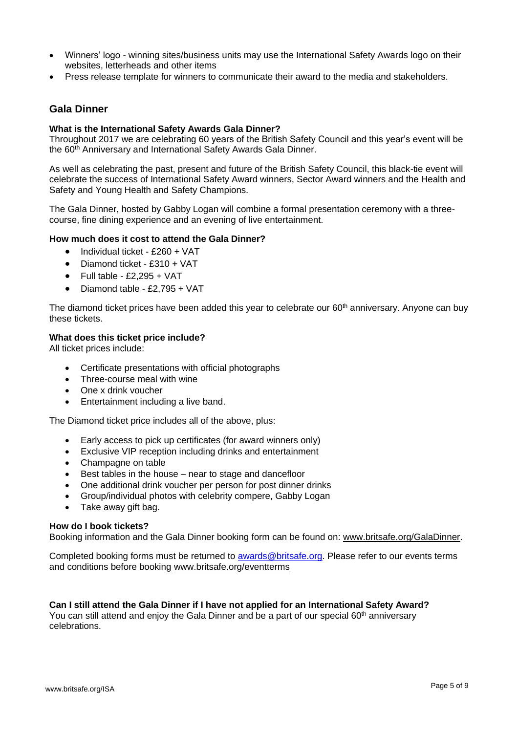- Winners' logo - winning sites/business units may use the International Safety Awards logo on their websites, letterheads and other items
- Press release template for winners to communicate their award to the media and stakeholders.

## Gala Dinner

**What is the International Safety Awards Gala Dinner?**

Throughout 2017 we are celebrating 60 years of the British Safety Council and this year's event will be the 60th Anniversary and International Safety Awards Gala Dinner.

As well as celebrating the past, present and future of the British Safety Council, this black-tie event will celebrate the success of International Safety Award winners, Sector Award winners and the Health and Safety and Young Health and Safety Champions.

The Gala Dinner, hosted by Gabby Logan will combine a formal presentation ceremony with a three-course, fine dining experience and an evening of live entertainment.

**How much does it cost to attend the Gala Dinner?**

- Individual ticket - £260 + VAT
- Diamond ticket - £310 + VAT
- Full table - £2,295 + VAT
- Diamond table - £2,795 + VAT

The diamond ticket prices have been added this year to celebrate our 60th anniversary. Anyone can buy these tickets.

**What does this ticket price include?**

All ticket prices include:

- Certificate presentations with official photographs
- Three-course meal with wine
- One x drink voucher
- Entertainment including a live band.

The Diamond ticket price includes all of the above, plus:

- Early access to pick up certificates (for award winners only)
- Exclusive VIP reception including drinks and entertainment
- Champagne on table
- Best tables in the house – near to stage and dancefloor
- One additional drink voucher per person for post dinner drinks
- Group/individual photos with celebrity compere, Gabby Logan
- Take away gift bag.

**How do I book tickets?**

Booking information and the Gala Dinner booking form can be found on: www.britsafe.org/GalaDinner.

Completed booking forms must be returned to awards@britsafe.org. Please refer to our events terms and conditions before booking www.britsafe.org/eventterms

**Can I still attend the Gala Dinner if I have not applied for an International Safety Award?**

You can still attend and enjoy the Gala Dinner and be a part of our special 60th anniversary celebrations.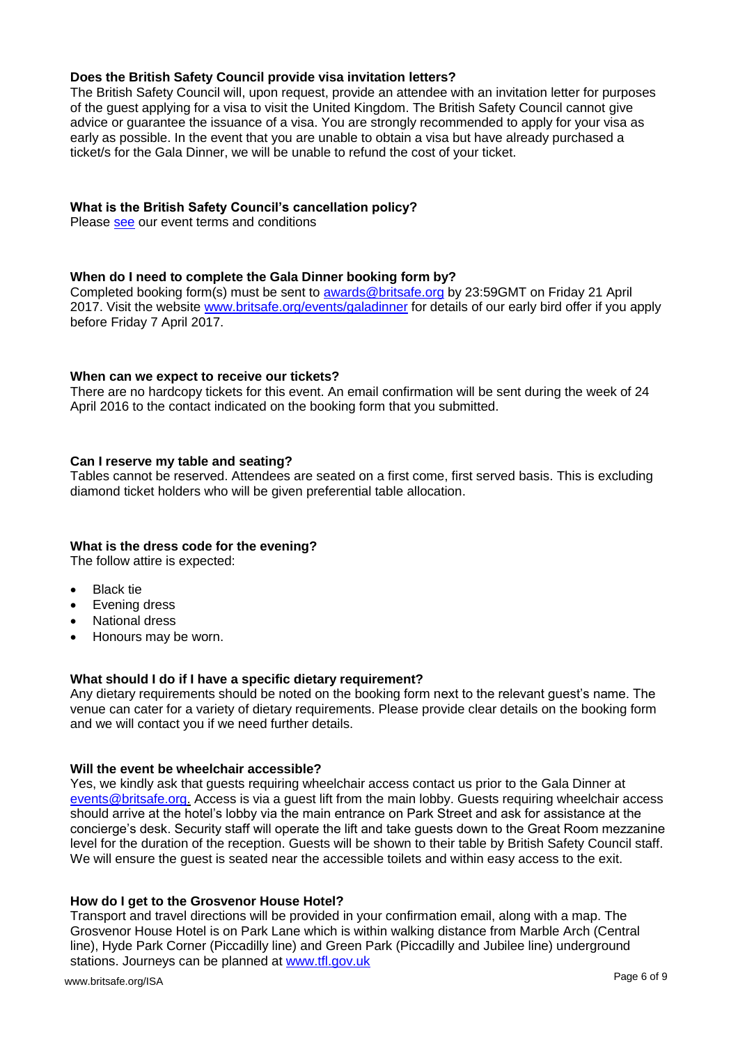### Does the British Safety Council provide visa invitation letters?

The British Safety Council will, upon request, provide an attendee with an invitation letter for purposes of the guest applying for a visa to visit the United Kingdom. The British Safety Council cannot give advice or guarantee the issuance of a visa. You are strongly recommended to apply for your visa as early as possible. In the event that you are unable to obtain a visa but have already purchased a ticket/s for the Gala Dinner, we will be unable to refund the cost of your ticket.

### What is the British Safety Council's cancellation policy?

Please see our event terms and conditions

### When do I need to complete the Gala Dinner booking form by?

Completed booking form(s) must be sent to awards@britsafe.org by 23:59GMT on Friday 21 April 2017. Visit the website www.britsafe.org/events/galadinner for details of our early bird offer if you apply before Friday 7 April 2017.

### When can we expect to receive our tickets?

There are no hardcopy tickets for this event. An email confirmation will be sent during the week of 24 April 2016 to the contact indicated on the booking form that you submitted.

### Can I reserve my table and seating?

Tables cannot be reserved. Attendees are seated on a first come, first served basis. This is excluding diamond ticket holders who will be given preferential table allocation.

### What is the dress code for the evening?

The follow attire is expected:

- Black tie
- Evening dress
- National dress
- Honours may be worn.

### What should I do if I have a specific dietary requirement?

Any dietary requirements should be noted on the booking form next to the relevant guest's name. The venue can cater for a variety of dietary requirements. Please provide clear details on the booking form and we will contact you if we need further details.

### Will the event be wheelchair accessible?

Yes, we kindly ask that guests requiring wheelchair access contact us prior to the Gala Dinner at events@britsafe.org. Access is via a guest lift from the main lobby. Guests requiring wheelchair access should arrive at the hotel's lobby via the main entrance on Park Street and ask for assistance at the concierge's desk. Security staff will operate the lift and take guests down to the Great Room mezzanine level for the duration of the reception. Guests will be shown to their table by British Safety Council staff. We will ensure the guest is seated near the accessible toilets and within easy access to the exit.

### How do I get to the Grosvenor House Hotel?

Transport and travel directions will be provided in your confirmation email, along with a map. The Grosvenor House Hotel is on Park Lane which is within walking distance from Marble Arch (Central line), Hyde Park Corner (Piccadilly line) and Green Park (Piccadilly and Jubilee line) underground stations. Journeys can be planned at www.tfl.gov.uk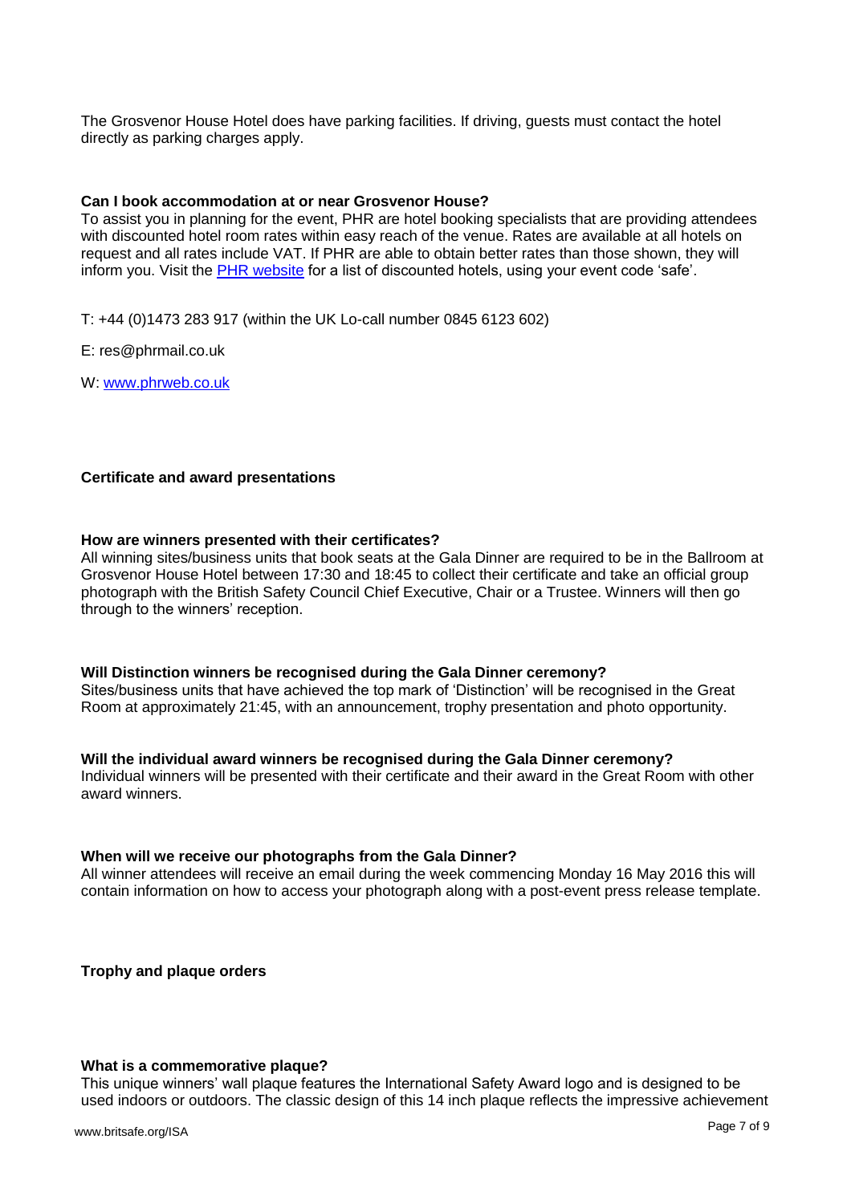The Grosvenor House Hotel does have parking facilities. If driving, guests must contact the hotel directly as parking charges apply.

**Can I book accommodation at or near Grosvenor House?**

To assist you in planning for the event, PHR are hotel booking specialists that are providing attendees with discounted hotel room rates within easy reach of the venue. Rates are available at all hotels on request and all rates include VAT. If PHR are able to obtain better rates than those shown, they will inform you. Visit the PHR website for a list of discounted hotels, using your event code 'safe'.

T: +44 (0)1473 283 917 (within the UK Lo-call number 0845 6123 602)

E: res@phrmail.co.uk

W: www.phrweb.co.uk

## Certificate and award presentations

**How are winners presented with their certificates?**

All winning sites/business units that book seats at the Gala Dinner are required to be in the Ballroom at Grosvenor House Hotel between 17:30 and 18:45 to collect their certificate and take an official group photograph with the British Safety Council Chief Executive, Chair or a Trustee. Winners will then go through to the winners' reception.

**Will Distinction winners be recognised during the Gala Dinner ceremony?**

Sites/business units that have achieved the top mark of 'Distinction' will be recognised in the Great Room at approximately 21:45, with an announcement, trophy presentation and photo opportunity.

**Will the individual award winners be recognised during the Gala Dinner ceremony?**

Individual winners will be presented with their certificate and their award in the Great Room with other award winners.

**When will we receive our photographs from the Gala Dinner?**

All winner attendees will receive an email during the week commencing Monday 16 May 2016 this will contain information on how to access your photograph along with a post-event press release template.

## Trophy and plaque orders

**What is a commemorative plaque?**

This unique winners' wall plaque features the International Safety Award logo and is designed to be used indoors or outdoors. The classic design of this 14 inch plaque reflects the impressive achievement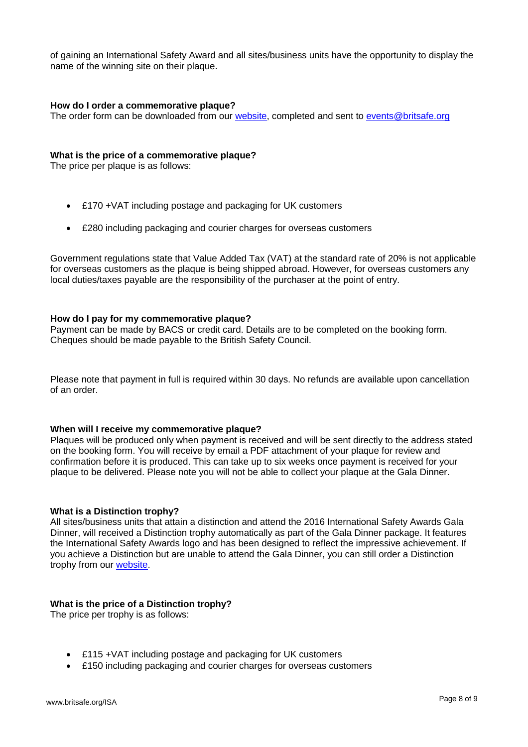of gaining an International Safety Award and all sites/business units have the opportunity to display the name of the winning site on their plaque.

**How do I order a commemorative plaque?**

The order form can be downloaded from our [website](), completed and sent to [events@britsafe.org](mailto:events@britsafe.org)

**What is the price of a commemorative plaque?**

The price per plaque is as follows:

- £170 +VAT including postage and packaging for UK customers
- £280 including packaging and courier charges for overseas customers

Government regulations state that Value Added Tax (VAT) at the standard rate of 20% is not applicable for overseas customers as the plaque is being shipped abroad. However, for overseas customers any local duties/taxes payable are the responsibility of the purchaser at the point of entry.

**How do I pay for my commemorative plaque?**

Payment can be made by BACS or credit card. Details are to be completed on the booking form. Cheques should be made payable to the British Safety Council.

Please note that payment in full is required within 30 days. No refunds are available upon cancellation of an order.

**When will I receive my commemorative plaque?**

Plaques will be produced only when payment is received and will be sent directly to the address stated on the booking form. You will receive by email a PDF attachment of your plaque for review and confirmation before it is produced. This can take up to six weeks once payment is received for your plaque to be delivered. Please note you will not be able to collect your plaque at the Gala Dinner.

**What is a Distinction trophy?**

All sites/business units that attain a distinction and attend the 2016 International Safety Awards Gala Dinner, will received a Distinction trophy automatically as part of the Gala Dinner package. It features the International Safety Awards logo and has been designed to reflect the impressive achievement. If you achieve a Distinction but are unable to attend the Gala Dinner, you can still order a Distinction trophy from our [website]().

**What is the price of a Distinction trophy?**

The price per trophy is as follows:

- £115 +VAT including postage and packaging for UK customers
- £150 including packaging and courier charges for overseas customers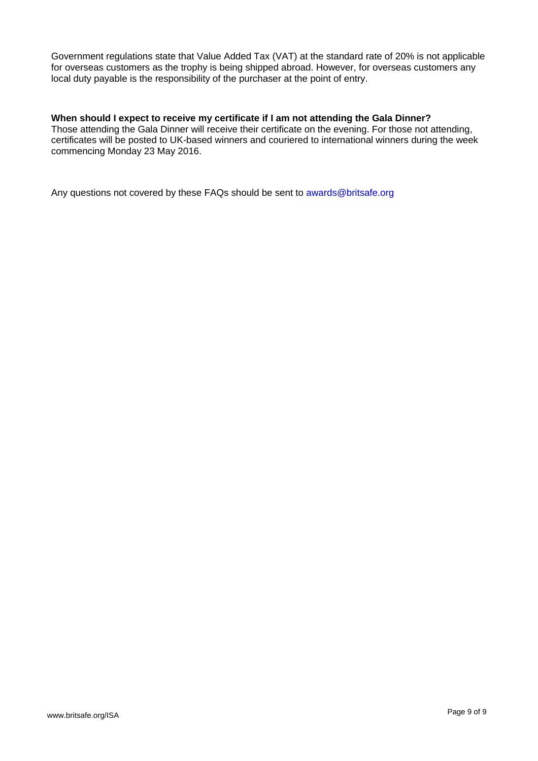Government regulations state that Value Added Tax (VAT) at the standard rate of 20% is not applicable for overseas customers as the trophy is being shipped abroad. However, for overseas customers any local duty payable is the responsibility of the purchaser at the point of entry.

**When should I expect to receive my certificate if I am not attending the Gala Dinner?**

Those attending the Gala Dinner will receive their certificate on the evening. For those not attending, certificates will be posted to UK-based winners and couriered to international winners during the week commencing Monday 23 May 2016.

Any questions not covered by these FAQs should be sent to awards@britsafe.org